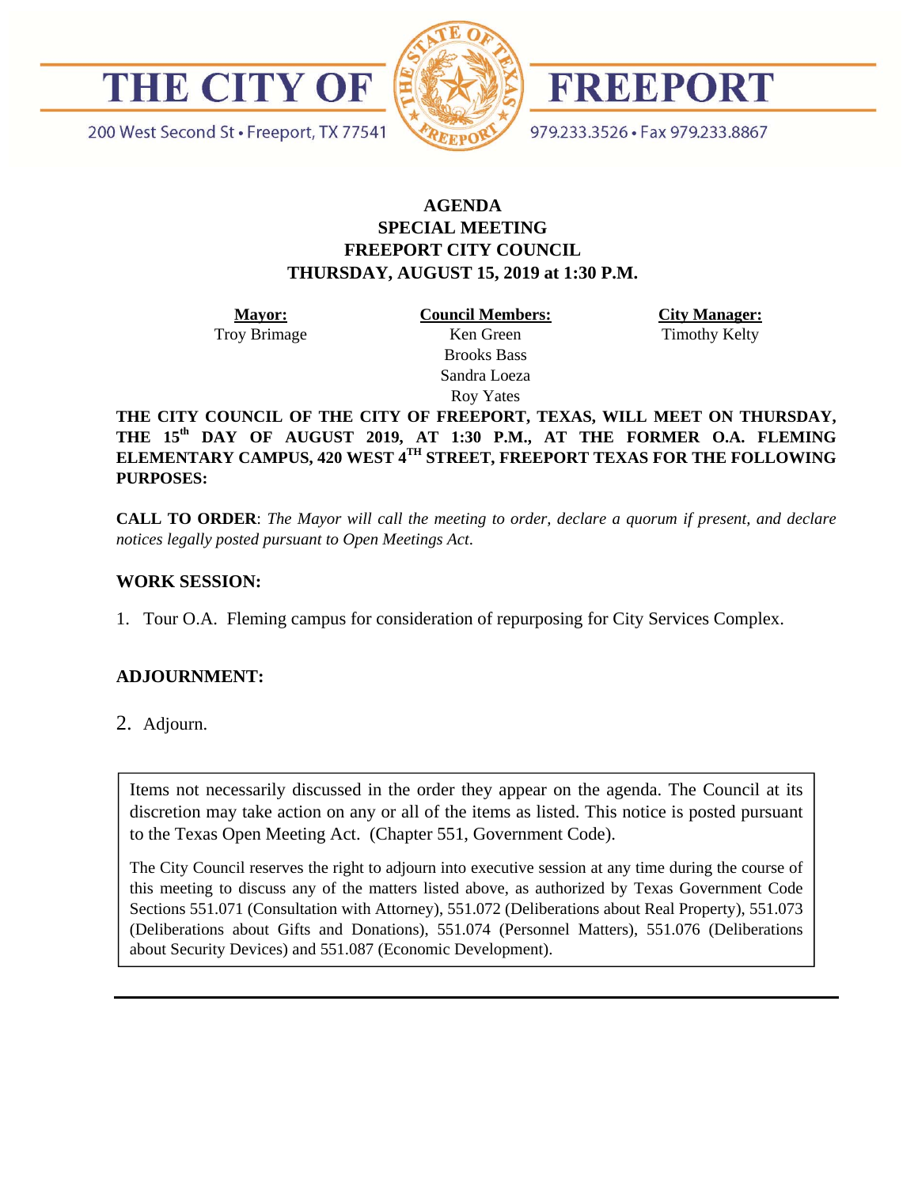# THE CITY OF FREEPORT

200 West Second St • Freeport, TX 77541

979.233.3526 • Fax 979.233.8867

**AGENDA**
**SPECIAL MEETING**
**FREEPORT CITY COUNCIL**
**THURSDAY, AUGUST 15, 2019 at 1:30 P.M.**

| **Mayor:** | **Council Members:** | **City Manager:** |
|---|---|---|
| Troy Brimage | Ken Green | Timothy Kelty |
| | Brooks Bass | |
| | Sandra Loeza | |
| | Roy Yates | |

**THE CITY COUNCIL OF THE CITY OF FREEPORT, TEXAS, WILL MEET ON THURSDAY, THE 15th DAY OF AUGUST 2019, AT 1:30 P.M., AT THE FORMER O.A. FLEMING ELEMENTARY CAMPUS, 420 WEST 4TH STREET, FREEPORT TEXAS FOR THE FOLLOWING PURPOSES:**

**CALL TO ORDER**: *The Mayor will call the meeting to order, declare a quorum if present, and declare notices legally posted pursuant to Open Meetings Act.*

**WORK SESSION:**

1. Tour O.A. Fleming campus for consideration of repurposing for City Services Complex.

**ADJOURNMENT:**

2. Adjourn.

Items not necessarily discussed in the order they appear on the agenda. The Council at its discretion may take action on any or all of the items as listed. This notice is posted pursuant to the Texas Open Meeting Act. (Chapter 551, Government Code).

The City Council reserves the right to adjourn into executive session at any time during the course of this meeting to discuss any of the matters listed above, as authorized by Texas Government Code Sections 551.071 (Consultation with Attorney), 551.072 (Deliberations about Real Property), 551.073 (Deliberations about Gifts and Donations), 551.074 (Personnel Matters), 551.076 (Deliberations about Security Devices) and 551.087 (Economic Development).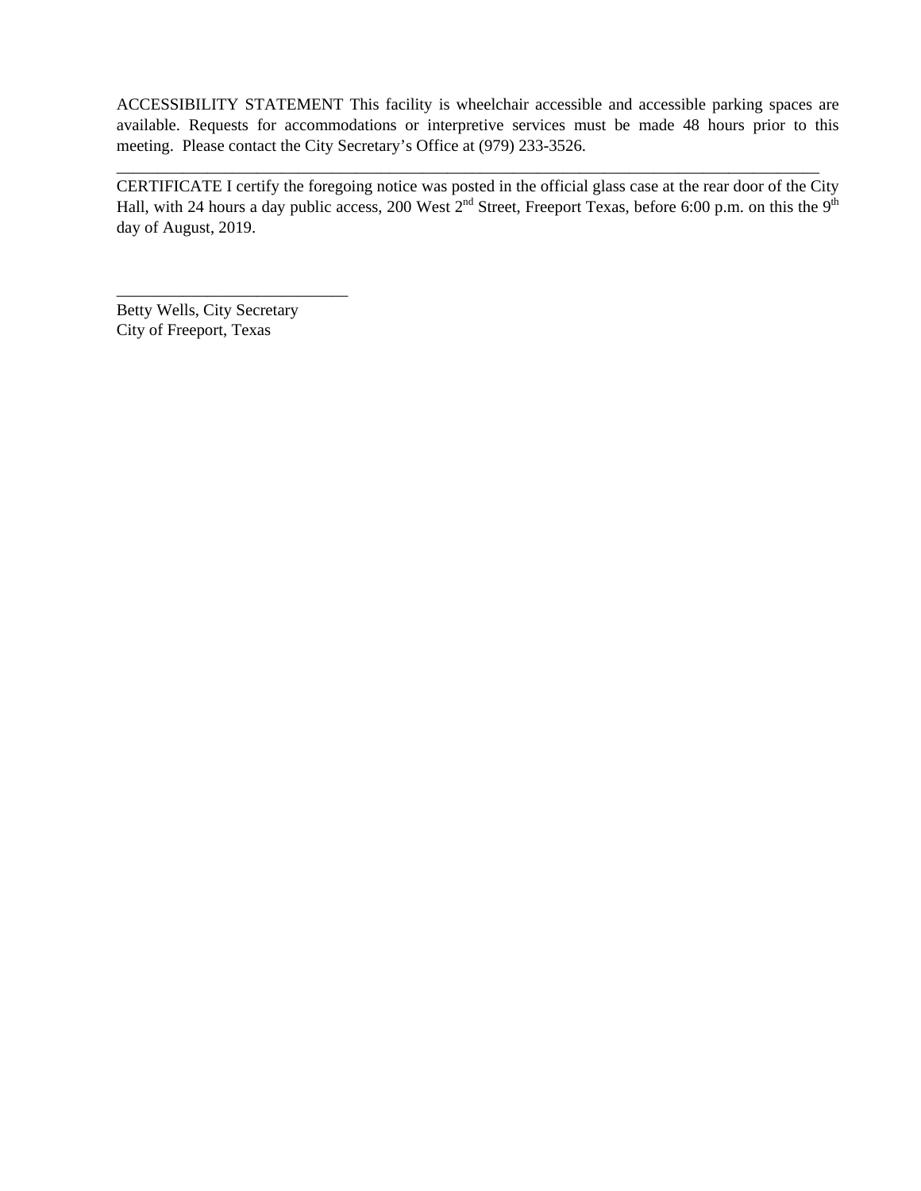ACCESSIBILITY STATEMENT This facility is wheelchair accessible and accessible parking spaces are available. Requests for accommodations or interpretive services must be made 48 hours prior to this meeting. Please contact the City Secretary's Office at (979) 233-3526.

---

CERTIFICATE I certify the foregoing notice was posted in the official glass case at the rear door of the City Hall, with 24 hours a day public access, 200 West 2nd Street, Freeport Texas, before 6:00 p.m. on this the 9th day of August, 2019.

\_\_\_\_\_\_\_\_\_\_\_\_\_\_\_\_\_\_\_\_\_\_\_\_\_\_\_\_

Betty Wells, City Secretary
City of Freeport, Texas